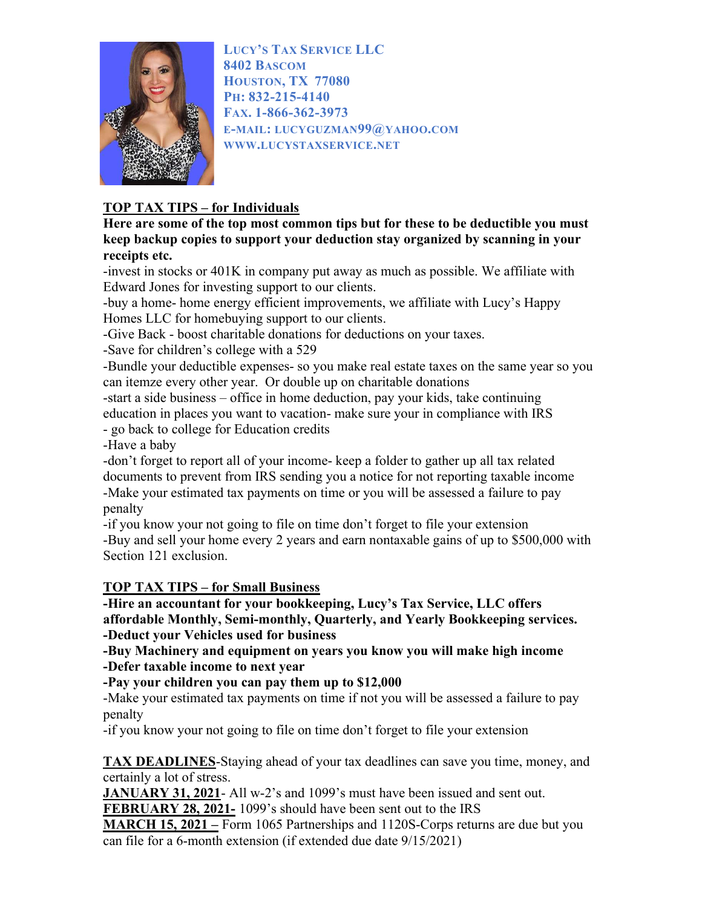**LUCY'S TAX SERVICE LLC**
**8402 BASCOM**
**HOUSTON, TX 77080**
**PH: 832-215-4140**
**FAX. 1-866-362-3973**
**E-MAIL: LUCYGUZMAN99@YAHOO.COM**
**WWW.LUCYSTAXSERVICE.NET**

## TOP TAX TIPS – for Individuals

**Here are some of the top most common tips but for these to be deductible you must keep backup copies to support your deduction stay organized by scanning in your receipts etc.**

-invest in stocks or 401K in company put away as much as possible. We affiliate with Edward Jones for investing support to our clients.

-buy a home- home energy efficient improvements, we affiliate with Lucy's Happy Homes LLC for homebuying support to our clients.

-Give Back - boost charitable donations for deductions on your taxes.

-Save for children's college with a 529

-Bundle your deductible expenses- so you make real estate taxes on the same year so you can itemze every other year. Or double up on charitable donations

-start a side business – office in home deduction, pay your kids, take continuing education in places you want to vacation- make sure your in compliance with IRS

- go back to college for Education credits

-Have a baby

-don't forget to report all of your income- keep a folder to gather up all tax related documents to prevent from IRS sending you a notice for not reporting taxable income

-Make your estimated tax payments on time or you will be assessed a failure to pay penalty

-if you know your not going to file on time don't forget to file your extension

-Buy and sell your home every 2 years and earn nontaxable gains of up to $500,000 with Section 121 exclusion.

## TOP TAX TIPS – for Small Business

**-Hire an accountant for your bookkeeping, Lucy's Tax Service, LLC offers affordable Monthly, Semi-monthly, Quarterly, and Yearly Bookkeeping services.**

**-Deduct your Vehicles used for business**

**-Buy Machinery and equipment on years you know you will make high income**

**-Defer taxable income to next year**

**-Pay your children you can pay them up to $12,000**

-Make your estimated tax payments on time if not you will be assessed a failure to pay penalty

-if you know your not going to file on time don't forget to file your extension

**TAX DEADLINES**-Staying ahead of your tax deadlines can save you time, money, and certainly a lot of stress.

**JANUARY 31, 2021**- All w-2's and 1099's must have been issued and sent out.

**FEBRUARY 28, 2021-** 1099's should have been sent out to the IRS

**MARCH 15, 2021 –** Form 1065 Partnerships and 1120S-Corps returns are due but you can file for a 6-month extension (if extended due date 9/15/2021)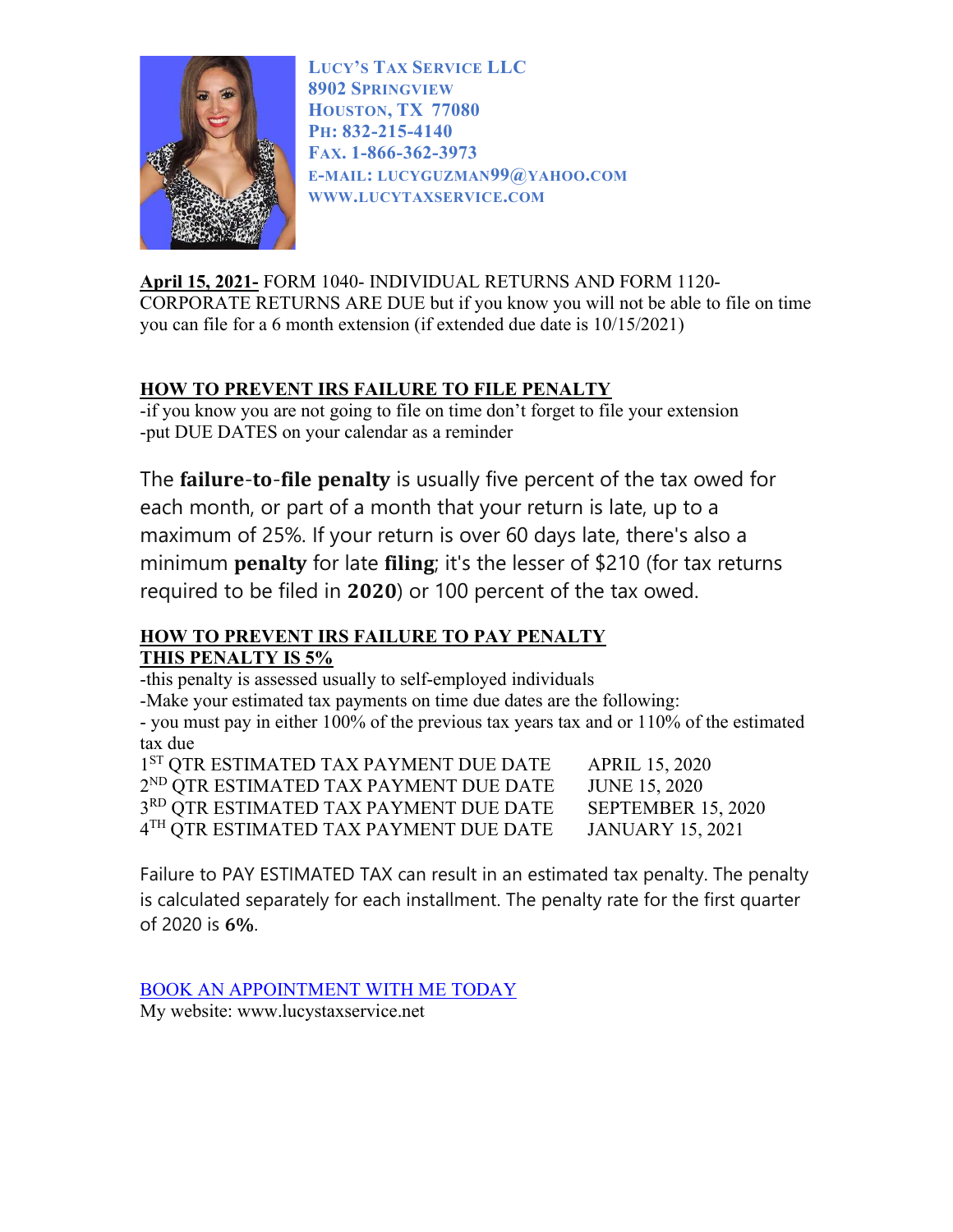**LUCY'S TAX SERVICE LLC**
**8902 SPRINGVIEW**
**HOUSTON, TX 77080**
**PH: 832-215-4140**
**FAX. 1-866-362-3973**
**E-MAIL: LUCYGUZMAN99@YAHOO.COM**
**WWW.LUCYTAXSERVICE.COM**

**April 15, 2021-** FORM 1040- INDIVIDUAL RETURNS AND FORM 1120- CORPORATE RETURNS ARE DUE but if you know you will not be able to file on time you can file for a 6 month extension (if extended due date is 10/15/2021)

**HOW TO PREVENT IRS FAILURE TO FILE PENALTY**

-if you know you are not going to file on time don't forget to file your extension
-put DUE DATES on your calendar as a reminder

The **failure-to-file penalty** is usually five percent of the tax owed for each month, or part of a month that your return is late, up to a maximum of 25%. If your return is over 60 days late, there's also a minimum **penalty** for late **filing**; it's the lesser of $210 (for tax returns required to be filed in **2020**) or 100 percent of the tax owed.

**HOW TO PREVENT IRS FAILURE TO PAY PENALTY**
**THIS PENALTY IS 5%**

-this penalty is assessed usually to self-employed individuals
-Make your estimated tax payments on time due dates are the following:
- you must pay in either 100% of the previous tax years tax and or 110% of the estimated tax due

| | |
|---|---|
| 1ST QTR ESTIMATED TAX PAYMENT DUE DATE | APRIL 15, 2020 |
| 2ND QTR ESTIMATED TAX PAYMENT DUE DATE | JUNE 15, 2020 |
| 3RD QTR ESTIMATED TAX PAYMENT DUE DATE | SEPTEMBER 15, 2020 |
| 4TH QTR ESTIMATED TAX PAYMENT DUE DATE | JANUARY 15, 2021 |

Failure to PAY ESTIMATED TAX can result in an estimated tax penalty. The penalty is calculated separately for each installment. The penalty rate for the first quarter of 2020 is **6%**.

BOOK AN APPOINTMENT WITH ME TODAY
My website: www.lucystaxservice.net